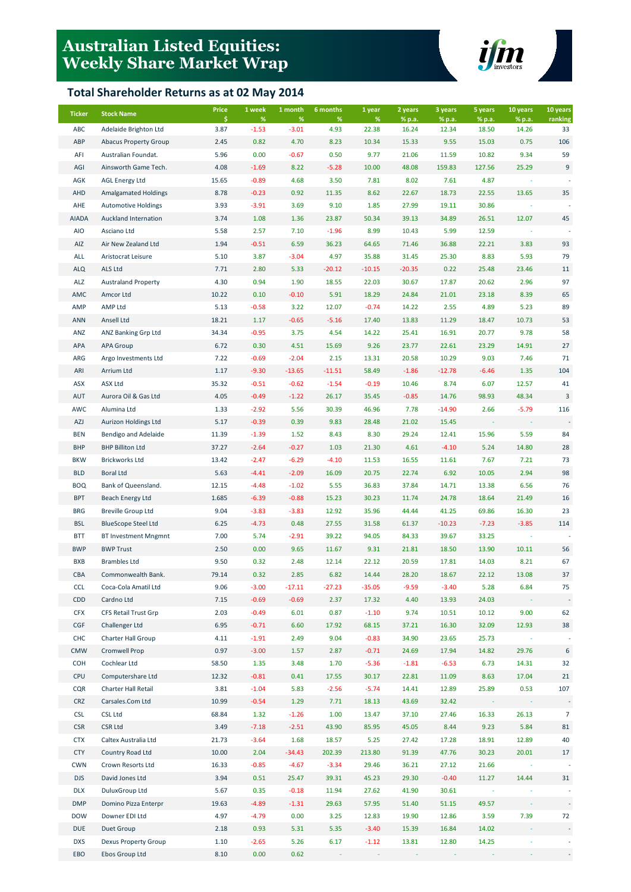# Australian Listed Equities: Weekly Share Market Wrap

## Total Shareholder Returns as at 02 May 2014

| Ticker | Stock Name | Price $ | 1 week % | 1 month % | 6 months % | 1 year % | 2 years % p.a. | 3 years % p.a. | 5 years % p.a. | 10 years % p.a. | 10 years ranking |
|---|---|---|---|---|---|---|---|---|---|---|---|
| ABC | Adelaide Brighton Ltd | 3.87 | -1.53 | -3.01 | 4.93 | 22.38 | 16.24 | 12.34 | 18.50 | 14.26 | 33 |
| ABP | Abacus Property Group | 2.45 | 0.82 | 4.70 | 8.23 | 10.34 | 15.33 | 9.55 | 15.03 | 0.75 | 106 |
| AFI | Australian Foundat. | 5.96 | 0.00 | -0.67 | 0.50 | 9.77 | 21.06 | 11.59 | 10.82 | 9.34 | 59 |
| AGI | Ainsworth Game Tech. | 4.08 | -1.69 | 8.22 | -5.28 | 10.00 | 48.08 | 159.83 | 127.56 | 25.29 | 9 |
| AGK | AGL Energy Ltd | 15.65 | -0.89 | 4.68 | 3.50 | 7.81 | 8.02 | 7.61 | 4.87 | - | - |
| AHD | Amalgamated Holdings | 8.78 | -0.23 | 0.92 | 11.35 | 8.62 | 22.67 | 18.73 | 22.55 | 13.65 | 35 |
| AHE | Automotive Holdings | 3.93 | -3.91 | 3.69 | 9.10 | 1.85 | 27.99 | 19.11 | 30.86 | - | - |
| AIADA | Auckland Internation | 3.74 | 1.08 | 1.36 | 23.87 | 50.34 | 39.13 | 34.89 | 26.51 | 12.07 | 45 |
| AIO | Asciano Ltd | 5.58 | 2.57 | 7.10 | -1.96 | 8.99 | 10.43 | 5.99 | 12.59 | - | - |
| AIZ | Air New Zealand Ltd | 1.94 | -0.51 | 6.59 | 36.23 | 64.65 | 71.46 | 36.88 | 22.21 | 3.83 | 93 |
| ALL | Aristocrat Leisure | 5.10 | 3.87 | -3.04 | 4.97 | 35.88 | 31.45 | 25.30 | 8.83 | 5.93 | 79 |
| ALQ | ALS Ltd | 7.71 | 2.80 | 5.33 | -20.12 | -10.15 | -20.35 | 0.22 | 25.48 | 23.46 | 11 |
| ALZ | Australand Property | 4.30 | 0.94 | 1.90 | 18.55 | 22.03 | 30.67 | 17.87 | 20.62 | 2.96 | 97 |
| AMC | Amcor Ltd | 10.22 | 0.10 | -0.10 | 5.91 | 18.29 | 24.84 | 21.01 | 23.18 | 8.39 | 65 |
| AMP | AMP Ltd | 5.13 | -0.58 | 3.22 | 12.07 | -0.74 | 14.22 | 2.55 | 4.89 | 5.23 | 89 |
| ANN | Ansell Ltd | 18.21 | 1.17 | -0.65 | -5.16 | 17.40 | 13.83 | 11.29 | 18.47 | 10.73 | 53 |
| ANZ | ANZ Banking Grp Ltd | 34.34 | -0.95 | 3.75 | 4.54 | 14.22 | 25.41 | 16.91 | 20.77 | 9.78 | 58 |
| APA | APA Group | 6.72 | 0.30 | 4.51 | 15.69 | 9.26 | 23.77 | 22.61 | 23.29 | 14.91 | 27 |
| ARG | Argo Investments Ltd | 7.22 | -0.69 | -2.04 | 2.15 | 13.31 | 20.58 | 10.29 | 9.03 | 7.46 | 71 |
| ARI | Arrium Ltd | 1.17 | -9.30 | -13.65 | -11.51 | 58.49 | -1.86 | -12.78 | -6.46 | 1.35 | 104 |
| ASX | ASX Ltd | 35.32 | -0.51 | -0.62 | -1.54 | -0.19 | 10.46 | 8.74 | 6.07 | 12.57 | 41 |
| AUT | Aurora Oil & Gas Ltd | 4.05 | -0.49 | -1.22 | 26.17 | 35.45 | -0.85 | 14.76 | 98.93 | 48.34 | 3 |
| AWC | Alumina Ltd | 1.33 | -2.92 | 5.56 | 30.39 | 46.96 | 7.78 | -14.90 | 2.66 | -5.79 | 116 |
| AZJ | Aurizon Holdings Ltd | 5.17 | -0.39 | 0.39 | 9.83 | 28.48 | 21.02 | 15.45 | - | - | - |
| BEN | Bendigo and Adelaide | 11.39 | -1.39 | 1.52 | 8.43 | 8.30 | 29.24 | 12.41 | 15.96 | 5.59 | 84 |
| BHP | BHP Billiton Ltd | 37.27 | -2.64 | -0.27 | 1.03 | 21.30 | 4.61 | -4.10 | 5.24 | 14.80 | 28 |
| BKW | Brickworks Ltd | 13.42 | -2.47 | -6.29 | -4.10 | 11.53 | 16.55 | 11.61 | 7.67 | 7.21 | 73 |
| BLD | Boral Ltd | 5.63 | -4.41 | -2.09 | 16.09 | 20.75 | 22.74 | 6.92 | 10.05 | 2.94 | 98 |
| BOQ | Bank of Queensland. | 12.15 | -4.48 | -1.02 | 5.55 | 36.83 | 37.84 | 14.71 | 13.38 | 6.56 | 76 |
| BPT | Beach Energy Ltd | 1.685 | -6.39 | -0.88 | 15.23 | 30.23 | 11.74 | 24.78 | 18.64 | 21.49 | 16 |
| BRG | Breville Group Ltd | 9.04 | -3.83 | -3.83 | 12.92 | 35.96 | 44.44 | 41.25 | 69.86 | 16.30 | 23 |
| BSL | BlueScope Steel Ltd | 6.25 | -4.73 | 0.48 | 27.55 | 31.58 | 61.37 | -10.23 | -7.23 | -3.85 | 114 |
| BTT | BT Investment Mngmnt | 7.00 | 5.74 | -2.91 | 39.22 | 94.05 | 84.33 | 39.67 | 33.25 | - | - |
| BWP | BWP Trust | 2.50 | 0.00 | 9.65 | 11.67 | 9.31 | 21.81 | 18.50 | 13.90 | 10.11 | 56 |
| BXB | Brambles Ltd | 9.50 | 0.32 | 2.48 | 12.14 | 22.12 | 20.59 | 17.81 | 14.03 | 8.21 | 67 |
| CBA | Commonwealth Bank. | 79.14 | 0.32 | 2.85 | 6.82 | 14.44 | 28.20 | 18.67 | 22.12 | 13.08 | 37 |
| CCL | Coca-Cola Amatil Ltd | 9.06 | -3.00 | -17.11 | -27.23 | -35.05 | -9.59 | -3.40 | 5.28 | 6.84 | 75 |
| CDD | Cardno Ltd | 7.15 | -0.69 | -0.69 | 2.37 | 17.32 | 4.40 | 13.93 | 24.03 | - | - |
| CFX | CFS Retail Trust Grp | 2.03 | -0.49 | 6.01 | 0.87 | -1.10 | 9.74 | 10.51 | 10.12 | 9.00 | 62 |
| CGF | Challenger Ltd | 6.95 | -0.71 | 6.60 | 17.92 | 68.15 | 37.21 | 16.30 | 32.09 | 12.93 | 38 |
| CHC | Charter Hall Group | 4.11 | -1.91 | 2.49 | 9.04 | -0.83 | 34.90 | 23.65 | 25.73 | - | - |
| CMW | Cromwell Prop | 0.97 | -3.00 | 1.57 | 2.87 | -0.71 | 24.69 | 17.94 | 14.82 | 29.76 | 6 |
| COH | Cochlear Ltd | 58.50 | 1.35 | 3.48 | 1.70 | -5.36 | -1.81 | -6.53 | 6.73 | 14.31 | 32 |
| CPU | Computershare Ltd | 12.32 | -0.81 | 0.41 | 17.55 | 30.17 | 22.81 | 11.09 | 8.63 | 17.04 | 21 |
| CQR | Charter Hall Retail | 3.81 | -1.04 | 5.83 | -2.56 | -5.74 | 14.41 | 12.89 | 25.89 | 0.53 | 107 |
| CRZ | Carsales.Com Ltd | 10.99 | -0.54 | 1.29 | 7.71 | 18.13 | 43.69 | 32.42 | - | - | - |
| CSL | CSL Ltd | 68.84 | 1.32 | -1.26 | 1.00 | 13.47 | 37.10 | 27.46 | 16.33 | 26.13 | 7 |
| CSR | CSR Ltd | 3.49 | -7.18 | -2.51 | 43.90 | 85.95 | 45.05 | 8.44 | 9.23 | 5.84 | 81 |
| CTX | Caltex Australia Ltd | 21.73 | -3.64 | 1.68 | 18.57 | 5.25 | 27.42 | 17.28 | 18.91 | 12.89 | 40 |
| CTY | Country Road Ltd | 10.00 | 2.04 | -34.43 | 202.39 | 213.80 | 91.39 | 47.76 | 30.23 | 20.01 | 17 |
| CWN | Crown Resorts Ltd | 16.33 | -0.85 | -4.67 | -3.34 | 29.46 | 36.21 | 27.12 | 21.66 | - | - |
| DJS | David Jones Ltd | 3.94 | 0.51 | 25.47 | 39.31 | 45.23 | 29.30 | -0.40 | 11.27 | 14.44 | 31 |
| DLX | DuluxGroup Ltd | 5.67 | 0.35 | -0.18 | 11.94 | 27.62 | 41.90 | 30.61 | - | - | - |
| DMP | Domino Pizza Enterpr | 19.63 | -4.89 | -1.31 | 29.63 | 57.95 | 51.40 | 51.15 | 49.57 | - | - |
| DOW | Downer EDI Ltd | 4.97 | -4.79 | 0.00 | 3.25 | 12.83 | 19.90 | 12.86 | 3.59 | 7.39 | 72 |
| DUE | Duet Group | 2.18 | 0.93 | 5.31 | 5.35 | -3.40 | 15.39 | 16.84 | 14.02 | - | - |
| DXS | Dexus Property Group | 1.10 | -2.65 | 5.26 | 6.17 | -1.12 | 13.81 | 12.80 | 14.25 | - | - |
| EBO | Ebos Group Ltd | 8.10 | 0.00 | 0.62 | - | - | - | - | - | - | - |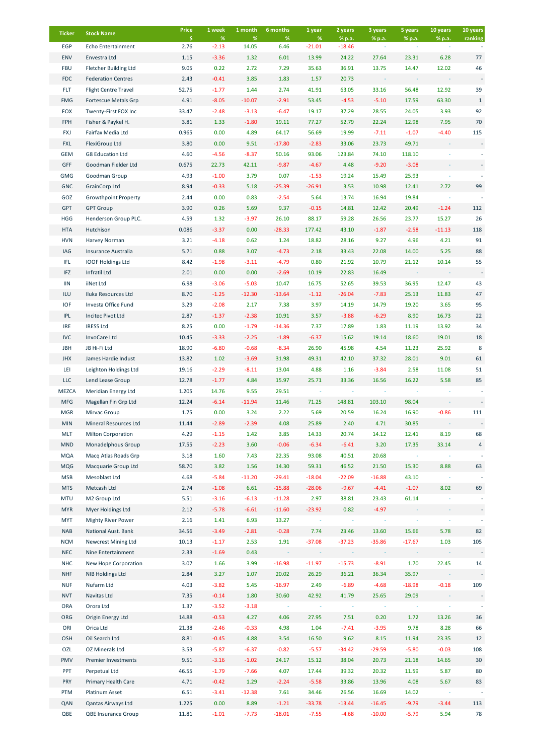| Ticker | Stock Name | Price $ | 1 week % | 1 month % | 6 months % | 1 year % | 2 years % p.a. | 3 years % p.a. | 5 years % p.a. | 10 years % p.a. | 10 years ranking |
|---|---|---|---|---|---|---|---|---|---|---|---|
| EGP | Echo Entertainment | 2.76 | -2.13 | 14.05 | 6.46 | -21.01 | -18.46 | - | - | - | - |
| ENV | Envestra Ltd | 1.15 | -3.36 | 1.32 | 6.01 | 13.99 | 24.22 | 27.64 | 23.31 | 6.28 | 77 |
| FBU | Fletcher Building Ltd | 9.05 | 0.22 | 2.72 | 7.29 | 35.63 | 36.91 | 13.75 | 14.47 | 12.02 | 46 |
| FDC | Federation Centres | 2.43 | -0.41 | 3.85 | 1.83 | 1.57 | 20.73 | - | - | - | - |
| FLT | Flight Centre Travel | 52.75 | -1.77 | 1.44 | 2.74 | 41.91 | 63.05 | 33.16 | 56.48 | 12.92 | 39 |
| FMG | Fortescue Metals Grp | 4.91 | -8.05 | -10.07 | -2.91 | 53.45 | -4.53 | -5.10 | 17.59 | 63.30 | 1 |
| FOX | Twenty-First FOX Inc | 33.47 | -2.48 | -3.13 | -6.47 | 19.17 | 37.29 | 28.55 | 24.05 | 3.93 | 92 |
| FPH | Fisher & Paykel H. | 3.81 | 1.33 | -1.80 | 19.11 | 77.27 | 52.79 | 22.24 | 12.98 | 7.95 | 70 |
| FXJ | Fairfax Media Ltd | 0.965 | 0.00 | 4.89 | 64.17 | 56.69 | 19.99 | -7.11 | -1.07 | -4.40 | 115 |
| FXL | FlexiGroup Ltd | 3.80 | 0.00 | 9.51 | -17.80 | -2.83 | 33.06 | 23.73 | 49.71 | - | - |
| GEM | G8 Education Ltd | 4.60 | -4.56 | -8.37 | 50.16 | 93.06 | 123.84 | 74.10 | 118.10 | - | - |
| GFF | Goodman Fielder Ltd | 0.675 | 22.73 | 42.11 | -9.87 | -4.67 | 4.48 | -9.20 | -3.08 | - | - |
| GMG | Goodman Group | 4.93 | -1.00 | 3.79 | 0.07 | -1.53 | 19.24 | 15.49 | 25.93 | - | - |
| GNC | GrainCorp Ltd | 8.94 | -0.33 | 5.18 | -25.39 | -26.91 | 3.53 | 10.98 | 12.41 | 2.72 | 99 |
| GOZ | Growthpoint Property | 2.44 | 0.00 | 0.83 | -2.54 | 5.64 | 13.74 | 16.94 | 19.84 | - | - |
| GPT | GPT Group | 3.90 | 0.26 | 5.69 | 9.37 | -0.15 | 14.81 | 12.42 | 20.49 | -1.24 | 112 |
| HGG | Henderson Group PLC. | 4.59 | 1.32 | -3.97 | 26.10 | 88.17 | 59.28 | 26.56 | 23.77 | 15.27 | 26 |
| HTA | Hutchison | 0.086 | -3.37 | 0.00 | -28.33 | 177.42 | 43.10 | -1.87 | -2.58 | -11.13 | 118 |
| HVN | Harvey Norman | 3.21 | -4.18 | 0.62 | 1.24 | 18.82 | 28.16 | 9.27 | 4.96 | 4.21 | 91 |
| IAG | Insurance Australia | 5.71 | 0.88 | 3.07 | -4.73 | 2.18 | 33.43 | 22.08 | 14.00 | 5.25 | 88 |
| IFL | IOOF Holdings Ltd | 8.42 | -1.98 | -3.11 | -4.79 | 0.80 | 21.92 | 10.79 | 21.12 | 10.14 | 55 |
| IFZ | Infratil Ltd | 2.01 | 0.00 | 0.00 | -2.69 | 10.19 | 22.83 | 16.49 | - | - | - |
| IIN | iiNet Ltd | 6.98 | -3.06 | -5.03 | 10.47 | 16.75 | 52.65 | 39.53 | 36.95 | 12.47 | 43 |
| ILU | Iluka Resources Ltd | 8.70 | -1.25 | -12.30 | -13.64 | -1.12 | -26.04 | -7.83 | 25.13 | 11.83 | 47 |
| IOF | Investa Office Fund | 3.29 | -2.08 | 2.17 | 7.38 | 3.97 | 14.19 | 14.79 | 19.20 | 3.65 | 95 |
| IPL | Incitec Pivot Ltd | 2.87 | -1.37 | -2.38 | 10.91 | 3.57 | -3.88 | -6.29 | 8.90 | 16.73 | 22 |
| IRE | IRESS Ltd | 8.25 | 0.00 | -1.79 | -14.36 | 7.37 | 17.89 | 1.83 | 11.19 | 13.92 | 34 |
| IVC | InvoCare Ltd | 10.45 | -3.33 | -2.25 | -1.89 | -6.37 | 15.62 | 19.14 | 18.60 | 19.01 | 18 |
| JBH | JB Hi-Fi Ltd | 18.90 | -6.80 | -0.68 | -8.34 | 26.90 | 45.98 | 4.54 | 11.23 | 25.92 | 8 |
| JHX | James Hardie Indust | 13.82 | 1.02 | -3.69 | 31.98 | 49.31 | 42.10 | 37.32 | 28.01 | 9.01 | 61 |
| LEI | Leighton Holdings Ltd | 19.16 | -2.29 | -8.11 | 13.04 | 4.88 | 1.16 | -3.84 | 2.58 | 11.08 | 51 |
| LLC | Lend Lease Group | 12.78 | -1.77 | 4.84 | 15.97 | 25.71 | 33.36 | 16.56 | 16.22 | 5.58 | 85 |
| MEZCA | Meridian Energy Ltd | 1.205 | 14.76 | 9.55 | 29.51 | - | - | - | - | - | - |
| MFG | Magellan Fin Grp Ltd | 12.24 | -6.14 | -11.94 | 11.46 | 71.25 | 148.81 | 103.10 | 98.04 | - | - |
| MGR | Mirvac Group | 1.75 | 0.00 | 3.24 | 2.22 | 5.69 | 20.59 | 16.24 | 16.90 | -0.86 | 111 |
| MIN | Mineral Resources Ltd | 11.44 | -2.89 | -2.39 | 4.08 | 25.89 | 2.40 | 4.71 | 30.85 | - | - |
| MLT | Milton Corporation | 4.29 | -1.15 | 1.42 | 3.85 | 14.33 | 20.74 | 14.12 | 12.41 | 8.19 | 68 |
| MND | Monadelphous Group | 17.55 | -2.23 | 3.60 | -0.06 | -6.34 | -6.41 | 3.20 | 17.35 | 33.14 | 4 |
| MQA | Macq Atlas Roads Grp | 3.18 | 1.60 | 7.43 | 22.35 | 93.08 | 40.51 | 20.68 | - | - | - |
| MQG | Macquarie Group Ltd | 58.70 | 3.82 | 1.56 | 14.30 | 59.31 | 46.52 | 21.50 | 15.30 | 8.88 | 63 |
| MSB | Mesoblast Ltd | 4.68 | -5.84 | -11.20 | -29.41 | -18.04 | -22.09 | -16.88 | 43.10 | - | - |
| MTS | Metcash Ltd | 2.74 | -1.08 | 6.61 | -15.88 | -28.06 | -9.67 | -4.41 | -1.07 | 8.02 | 69 |
| MTU | M2 Group Ltd | 5.51 | -3.16 | -6.13 | -11.28 | 2.97 | 38.81 | 23.43 | 61.14 | - | - |
| MYR | Myer Holdings Ltd | 2.12 | -5.78 | -6.61 | -11.60 | -23.92 | 0.82 | -4.97 | - | - | - |
| MYT | Mighty River Power | 2.16 | 1.41 | 6.93 | 13.27 | - | - | - | - | - | - |
| NAB | National Aust. Bank | 34.56 | -3.49 | -2.81 | -0.28 | 7.74 | 23.46 | 13.60 | 15.66 | 5.78 | 82 |
| NCM | Newcrest Mining Ltd | 10.13 | -1.17 | 2.53 | 1.91 | -37.08 | -37.23 | -35.86 | -17.67 | 1.03 | 105 |
| NEC | Nine Entertainment | 2.33 | -1.69 | 0.43 | - | - | - | - | - | - | - |
| NHC | New Hope Corporation | 3.07 | 1.66 | 3.99 | -16.98 | -11.97 | -15.73 | -8.91 | 1.70 | 22.45 | 14 |
| NHF | NIB Holdings Ltd | 2.84 | 3.27 | 1.07 | 20.02 | 26.29 | 36.21 | 36.34 | 35.97 | - | - |
| NUF | Nufarm Ltd | 4.03 | -3.82 | 5.45 | -16.97 | 2.49 | -6.89 | -4.68 | -18.98 | -0.18 | 109 |
| NVT | Navitas Ltd | 7.35 | -0.14 | 1.80 | 30.60 | 42.92 | 41.79 | 25.65 | 29.09 | - | - |
| ORA | Orora Ltd | 1.37 | -3.52 | -3.18 | - | - | - | - | - | - | - |
| ORG | Origin Energy Ltd | 14.88 | -0.53 | 4.27 | 4.06 | 27.95 | 7.51 | 0.20 | 1.72 | 13.26 | 36 |
| ORI | Orica Ltd | 21.38 | -2.46 | -0.33 | 4.98 | 1.04 | -7.41 | -3.95 | 9.78 | 8.28 | 66 |
| OSH | Oil Search Ltd | 8.81 | -0.45 | 4.88 | 3.54 | 16.50 | 9.62 | 8.15 | 11.94 | 23.35 | 12 |
| OZL | OZ Minerals Ltd | 3.53 | -5.87 | -6.37 | -0.82 | -5.57 | -34.42 | -29.59 | -5.80 | -0.03 | 108 |
| PMV | Premier Investments | 9.51 | -3.16 | -1.02 | 24.17 | 15.12 | 38.04 | 20.73 | 21.18 | 14.65 | 30 |
| PPT | Perpetual Ltd | 46.55 | -1.79 | -7.66 | 4.07 | 17.44 | 39.32 | 20.32 | 11.59 | 5.87 | 80 |
| PRY | Primary Health Care | 4.71 | -0.42 | 1.29 | -2.24 | -5.58 | 33.86 | 13.96 | 4.08 | 5.67 | 83 |
| PTM | Platinum Asset | 6.51 | -3.41 | -12.38 | 7.61 | 34.46 | 26.56 | 16.69 | 14.02 | - | - |
| QAN | Qantas Airways Ltd | 1.225 | 0.00 | 8.89 | -1.21 | -33.78 | -13.44 | -16.45 | -9.79 | -3.44 | 113 |
| QBE | QBE Insurance Group | 11.81 | -1.01 | -7.73 | -18.01 | -7.55 | -4.68 | -10.00 | -5.79 | 5.94 | 78 |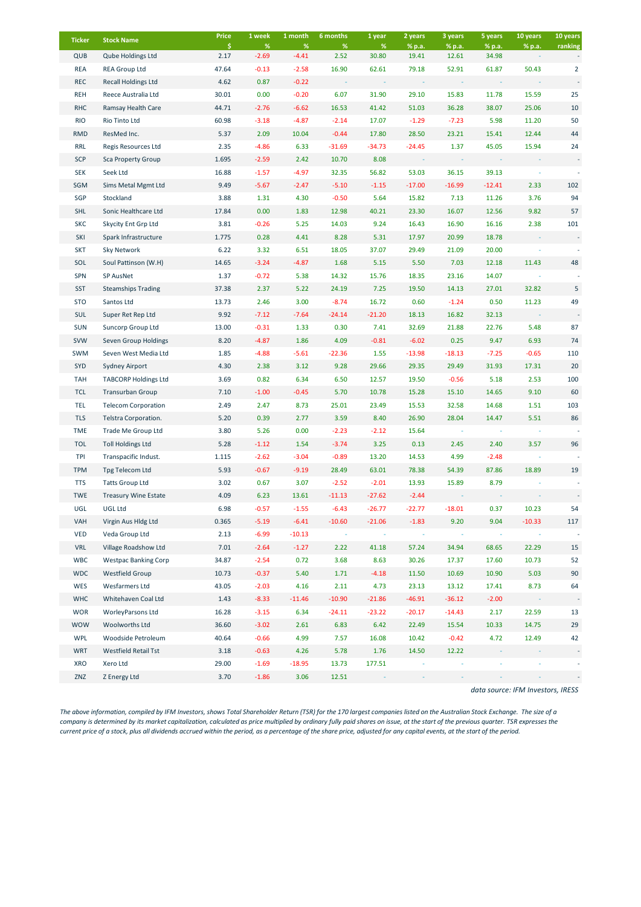| Ticker | Stock Name | Price $ | 1 week % | 1 month % | 6 months % | 1 year % | 2 years % p.a. | 3 years % p.a. | 5 years % p.a. | 10 years % p.a. | 10 years ranking |
|---|---|---|---|---|---|---|---|---|---|---|---|
| QUB | Qube Holdings Ltd | 2.17 | -2.69 | -4.41 | 2.52 | 30.80 | 19.41 | 12.61 | 34.98 | - | - |
| REA | REA Group Ltd | 47.64 | -0.13 | -2.58 | 16.90 | 62.61 | 79.18 | 52.91 | 61.87 | 50.43 | 2 |
| REC | Recall Holdings Ltd | 4.62 | 0.87 | -0.22 | - | - | - | - | - | - | - |
| REH | Reece Australia Ltd | 30.01 | 0.00 | -0.20 | 6.07 | 31.90 | 29.10 | 15.83 | 11.78 | 15.59 | 25 |
| RHC | Ramsay Health Care | 44.71 | -2.76 | -6.62 | 16.53 | 41.42 | 51.03 | 36.28 | 38.07 | 25.06 | 10 |
| RIO | Rio Tinto Ltd | 60.98 | -3.18 | -4.87 | -2.14 | 17.07 | -1.29 | -7.23 | 5.98 | 11.20 | 50 |
| RMD | ResMed Inc. | 5.37 | 2.09 | 10.04 | -0.44 | 17.80 | 28.50 | 23.21 | 15.41 | 12.44 | 44 |
| RRL | Regis Resources Ltd | 2.35 | -4.86 | 6.33 | -31.69 | -34.73 | -24.45 | 1.37 | 45.05 | 15.94 | 24 |
| SCP | Sca Property Group | 1.695 | -2.59 | 2.42 | 10.70 | 8.08 | - | - | - | - | - |
| SEK | Seek Ltd | 16.88 | -1.57 | -4.97 | 32.35 | 56.82 | 53.03 | 36.15 | 39.13 | - | - |
| SGM | Sims Metal Mgmt Ltd | 9.49 | -5.67 | -2.47 | -5.10 | -1.15 | -17.00 | -16.99 | -12.41 | 2.33 | 102 |
| SGP | Stockland | 3.88 | 1.31 | 4.30 | -0.50 | 5.64 | 15.82 | 7.13 | 11.26 | 3.76 | 94 |
| SHL | Sonic Healthcare Ltd | 17.84 | 0.00 | 1.83 | 12.98 | 40.21 | 23.30 | 16.07 | 12.56 | 9.82 | 57 |
| SKC | Skycity Ent Grp Ltd | 3.81 | -0.26 | 5.25 | 14.03 | 9.24 | 16.43 | 16.90 | 16.16 | 2.38 | 101 |
| SKI | Spark Infrastructure | 1.775 | 0.28 | 4.41 | 8.28 | 5.31 | 17.97 | 20.99 | 18.78 | - | - |
| SKT | Sky Network | 6.22 | 3.32 | 6.51 | 18.05 | 37.07 | 29.49 | 21.09 | 20.00 | - | - |
| SOL | Soul Pattinson (W.H) | 14.65 | -3.24 | -4.87 | 1.68 | 5.15 | 5.50 | 7.03 | 12.18 | 11.43 | 48 |
| SPN | SP AusNet | 1.37 | -0.72 | 5.38 | 14.32 | 15.76 | 18.35 | 23.16 | 14.07 | - | - |
| SST | Steamships Trading | 37.38 | 2.37 | 5.22 | 24.19 | 7.25 | 19.50 | 14.13 | 27.01 | 32.82 | 5 |
| STO | Santos Ltd | 13.73 | 2.46 | 3.00 | -8.74 | 16.72 | 0.60 | -1.24 | 0.50 | 11.23 | 49 |
| SUL | Super Ret Rep Ltd | 9.92 | -7.12 | -7.64 | -24.14 | -21.20 | 18.13 | 16.82 | 32.13 | - | - |
| SUN | Suncorp Group Ltd | 13.00 | -0.31 | 1.33 | 0.30 | 7.41 | 32.69 | 21.88 | 22.76 | 5.48 | 87 |
| SVW | Seven Group Holdings | 8.20 | -4.87 | 1.86 | 4.09 | -0.81 | -6.02 | 0.25 | 9.47 | 6.93 | 74 |
| SWM | Seven West Media Ltd | 1.85 | -4.88 | -5.61 | -22.36 | 1.55 | -13.98 | -18.13 | -7.25 | -0.65 | 110 |
| SYD | Sydney Airport | 4.30 | 2.38 | 3.12 | 9.28 | 29.66 | 29.35 | 29.49 | 31.93 | 17.31 | 20 |
| TAH | TABCORP Holdings Ltd | 3.69 | 0.82 | 6.34 | 6.50 | 12.57 | 19.50 | -0.56 | 5.18 | 2.53 | 100 |
| TCL | Transurban Group | 7.10 | -1.00 | -0.45 | 5.70 | 10.78 | 15.28 | 15.10 | 14.65 | 9.10 | 60 |
| TEL | Telecom Corporation | 2.49 | 2.47 | 8.73 | 25.01 | 23.49 | 15.53 | 32.58 | 14.68 | 1.51 | 103 |
| TLS | Telstra Corporation. | 5.20 | 0.39 | 2.77 | 3.59 | 8.40 | 26.90 | 28.04 | 14.47 | 5.51 | 86 |
| TME | Trade Me Group Ltd | 3.80 | 5.26 | 0.00 | -2.23 | -2.12 | 15.64 | - | - | - | - |
| TOL | Toll Holdings Ltd | 5.28 | -1.12 | 1.54 | -3.74 | 3.25 | 0.13 | 2.45 | 2.40 | 3.57 | 96 |
| TPI | Transpacific Indust. | 1.115 | -2.62 | -3.04 | -0.89 | 13.20 | 14.53 | 4.99 | -2.48 | - | - |
| TPM | Tpg Telecom Ltd | 5.93 | -0.67 | -9.19 | 28.49 | 63.01 | 78.38 | 54.39 | 87.86 | 18.89 | 19 |
| TTS | Tatts Group Ltd | 3.02 | 0.67 | 3.07 | -2.52 | -2.01 | 13.93 | 15.89 | 8.79 | - | - |
| TWE | Treasury Wine Estate | 4.09 | 6.23 | 13.61 | -11.13 | -27.62 | -2.44 | - | - | - | - |
| UGL | UGL Ltd | 6.98 | -0.57 | -1.55 | -6.43 | -26.77 | -22.77 | -18.01 | 0.37 | 10.23 | 54 |
| VAH | Virgin Aus Hldg Ltd | 0.365 | -5.19 | -6.41 | -10.60 | -21.06 | -1.83 | 9.20 | 9.04 | -10.33 | 117 |
| VED | Veda Group Ltd | 2.13 | -6.99 | -10.13 | - | - | - | - | - | - | - |
| VRL | Village Roadshow Ltd | 7.01 | -2.64 | -1.27 | 2.22 | 41.18 | 57.24 | 34.94 | 68.65 | 22.29 | 15 |
| WBC | Westpac Banking Corp | 34.87 | -2.54 | 0.72 | 3.68 | 8.63 | 30.26 | 17.37 | 17.60 | 10.73 | 52 |
| WDC | Westfield Group | 10.73 | -0.37 | 5.40 | 1.71 | -4.18 | 11.50 | 10.69 | 10.90 | 5.03 | 90 |
| WES | Wesfarmers Ltd | 43.05 | -2.03 | 4.16 | 2.11 | 4.73 | 23.13 | 13.12 | 17.41 | 8.73 | 64 |
| WHC | Whitehaven Coal Ltd | 1.43 | -8.33 | -11.46 | -10.90 | -21.86 | -46.91 | -36.12 | -2.00 | - | - |
| WOR | WorleyParsons Ltd | 16.28 | -3.15 | 6.34 | -24.11 | -23.22 | -20.17 | -14.43 | 2.17 | 22.59 | 13 |
| WOW | Woolworths Ltd | 36.60 | -3.02 | 2.61 | 6.83 | 6.42 | 22.49 | 15.54 | 10.33 | 14.75 | 29 |
| WPL | Woodside Petroleum | 40.64 | -0.66 | 4.99 | 7.57 | 16.08 | 10.42 | -0.42 | 4.72 | 12.49 | 42 |
| WRT | Westfield Retail Tst | 3.18 | -0.63 | 4.26 | 5.78 | 1.76 | 14.50 | 12.22 | - | - | - |
| XRO | Xero Ltd | 29.00 | -1.69 | -18.95 | 13.73 | 177.51 | - | - | - | - | - |
| ZNZ | Z Energy Ltd | 3.70 | -1.86 | 3.06 | 12.51 | - | - | - | - | - | - |

*data source: IFM Investors, IRESS*

*The above information, compiled by IFM Investors, shows Total Shareholder Return (TSR) for the 170 largest companies listed on the Australian Stock Exchange. The size of a company is determined by its market capitalization, calculated as price multiplied by ordinary fully paid shares on issue, at the start of the previous quarter. TSR expresses the current price of a stock, plus all dividends accrued within the period, as a percentage of the share price, adjusted for any capital events, at the start of the period.*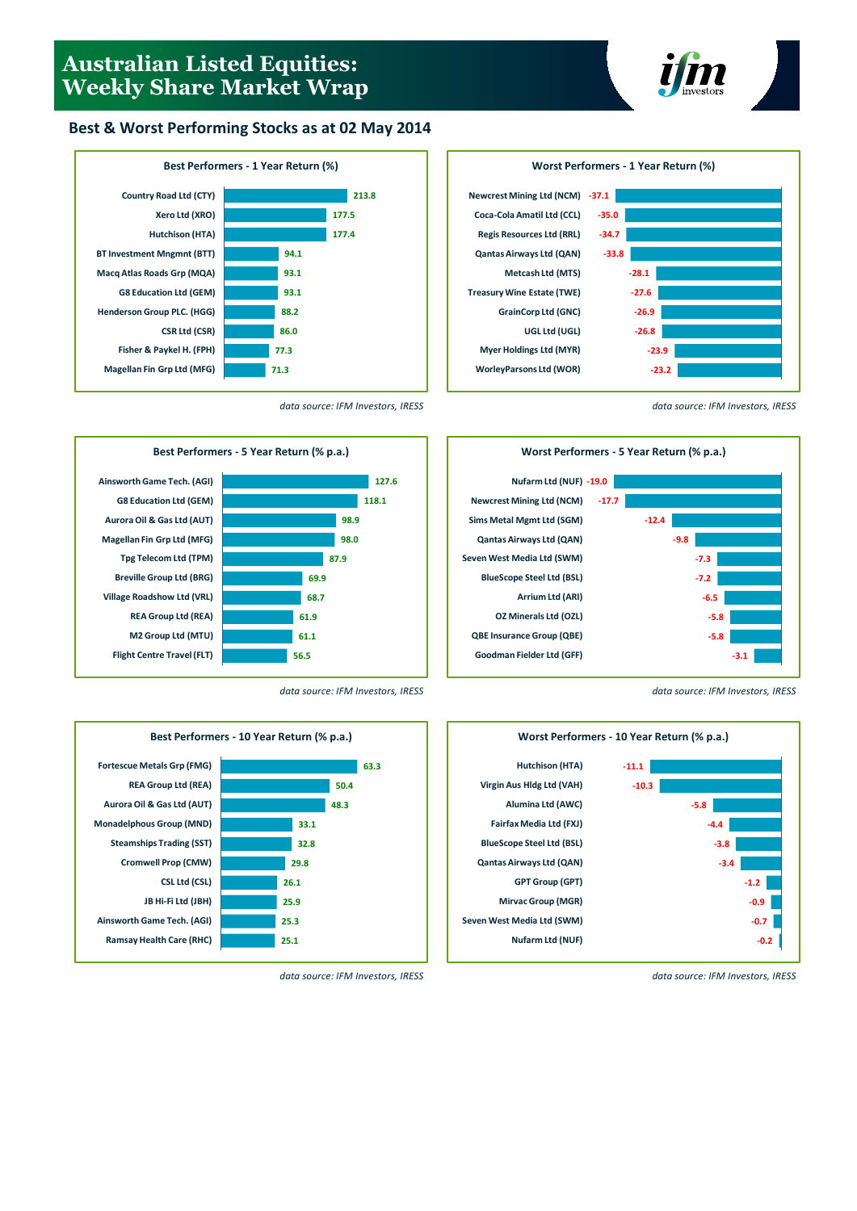# Australian Listed Equities: Weekly Share Market Wrap

## Best & Worst Performing Stocks as at 02 May 2014

**Best Performers - 1 Year Return (%)**

Country Road Ltd (CTY) 213.8
Xero Ltd (XRO) 177.5
Hutchison (HTA) 177.4
BT Investment Mngmnt (BTT) 94.1
Macq Atlas Roads Grp (MQA) 93.1
G8 Education Ltd (GEM) 93.1
Henderson Group PLC. (HGG) 88.2
CSR Ltd (CSR) 86.0
Fisher & Paykel H. (FPH) 77.3
Magellan Fin Grp Ltd (MFG) 71.3

*data source: IFM Investors, IRESS*

**Worst Performers - 1 Year Return (%)**

Newcrest Mining Ltd (NCM) -37.1
Coca-Cola Amatil Ltd (CCL) -35.0
Regis Resources Ltd (RRL) -34.7
Qantas Airways Ltd (QAN) -33.8
Metcash Ltd (MTS) -28.1
Treasury Wine Estate (TWE) -27.6
GrainCorp Ltd (GNC) -26.9
UGL Ltd (UGL) -26.8
Myer Holdings Ltd (MYR) -23.9
WorleyParsons Ltd (WOR) -23.2

*data source: IFM Investors, IRESS*

**Best Performers - 5 Year Return (% p.a.)**

Ainsworth Game Tech. (AGI) 127.6
G8 Education Ltd (GEM) 118.1
Aurora Oil & Gas Ltd (AUT) 98.9
Magellan Fin Grp Ltd (MFG) 98.0
Tpg Telecom Ltd (TPM) 87.9
Breville Group Ltd (BRG) 69.9
Village Roadshow Ltd (VRL) 68.7
REA Group Ltd (REA) 61.9
M2 Group Ltd (MTU) 61.1
Flight Centre Travel (FLT) 56.5

*data source: IFM Investors, IRESS*

**Worst Performers - 5 Year Return (% p.a.)**

Nufarm Ltd (NUF) -19.0
Newcrest Mining Ltd (NCM) -17.7
Sims Metal Mgmt Ltd (SGM) -12.4
Qantas Airways Ltd (QAN) -9.8
Seven West Media Ltd (SWM) -7.3
BlueScope Steel Ltd (BSL) -7.2
Arrium Ltd (ARI) -6.5
OZ Minerals Ltd (OZL) -5.8
QBE Insurance Group (QBE) -5.8
Goodman Fielder Ltd (GFF) -3.1

*data source: IFM Investors, IRESS*

**Best Performers - 10 Year Return (% p.a.)**

Fortescue Metals Grp (FMG) 63.3
REA Group Ltd (REA) 50.4
Aurora Oil & Gas Ltd (AUT) 48.3
Monadelphous Group (MND) 33.1
Steamships Trading (SST) 32.8
Cromwell Prop (CMW) 29.8
CSL Ltd (CSL) 26.1
JB Hi-Fi Ltd (JBH) 25.9
Ainsworth Game Tech. (AGI) 25.3
Ramsay Health Care (RHC) 25.1

*data source: IFM Investors, IRESS*

**Worst Performers - 10 Year Return (% p.a.)**

Hutchison (HTA) -11.1
Virgin Aus Hldg Ltd (VAH) -10.3
Alumina Ltd (AWC) -5.8
Fairfax Media Ltd (FXJ) -4.4
BlueScope Steel Ltd (BSL) -3.8
Qantas Airways Ltd (QAN) -3.4
GPT Group (GPT) -1.2
Mirvac Group (MGR) -0.9
Seven West Media Ltd (SWM) -0.7
Nufarm Ltd (NUF) -0.2

*data source: IFM Investors, IRESS*